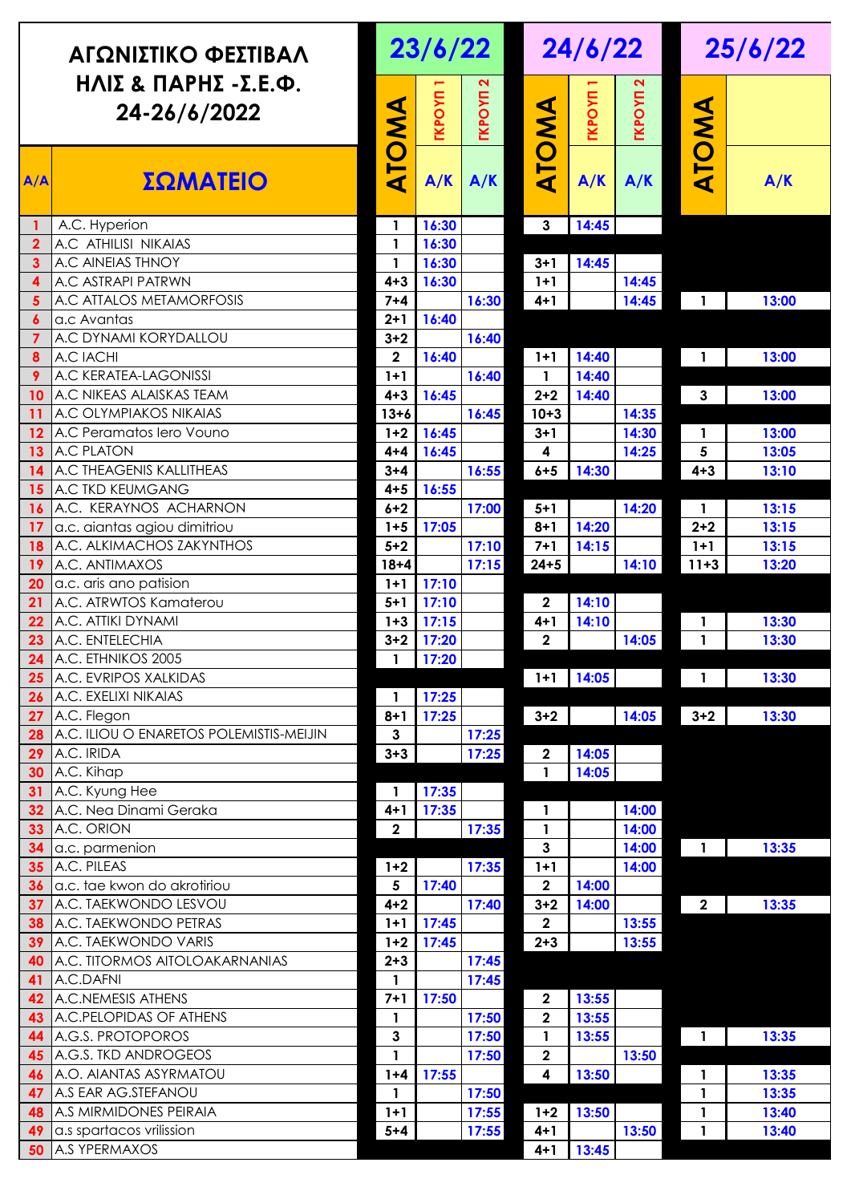| ΑΓΩΝΙΣΤΙΚΟ ΦΕΣΤΙΒΑΛ ΗΛΙΣ & ΠΑΡΗΣ -Σ.Ε.Φ. 24-26/6/2022 | | 23/6/22 | | | 24/6/22 | | | 25/6/22 | |
|---|---|---|---|---|---|---|---|---|---|
| | | ΑΤΟΜΑ | ΓΚΡΟΥΠ 1 | ΓΚΡΟΥΠ 2 | ΑΤΟΜΑ | ΓΚΡΟΥΠ 1 | ΓΚΡΟΥΠ 2 | ΑΤΟΜΑ | |
| Α/Α | ΣΩΜΑΤΕΙΟ | | Α/Κ | Α/Κ | | Α/Κ | Α/Κ | | Α/Κ |
| 1 | A.C. Hyperion | 1 | 16:30 | | 3 | 14:45 | | | |
| 2 | A.C ATHILISI NIKAIAS | 1 | 16:30 | | | | | | |
| 3 | A.C AINEIAS THNOY | 1 | 16:30 | | 3+1 | 14:45 | | | |
| 4 | A.C ASTRAPI PATRWN | 4+3 | 16:30 | | 1+1 | | 14:45 | | |
| 5 | A.C ATTALOS METAMORFOSIS | 7+4 | | 16:30 | 4+1 | | 14:45 | 1 | 13:00 |
| 6 | a.c Avantas | 2+1 | 16:40 | | | | | | |
| 7 | A.C DYNAMI KORYDALLOU | 3+2 | | 16:40 | | | | | |
| 8 | A.C IACHI | 2 | 16:40 | | 1+1 | 14:40 | | 1 | 13:00 |
| 9 | A.C KERATEA-LAGONISSI | 1+1 | | 16:40 | 1 | 14:40 | | | |
| 10 | A.C NIKEAS ALAISKAS TEAM | 4+3 | 16:45 | | 2+2 | 14:40 | | 3 | 13:00 |
| 11 | A.C OLYMPIAKOS NIKAIAS | 13+6 | | 16:45 | 10+3 | | 14:35 | | |
| 12 | A.C Peramatos Iero Vouno | 1+2 | 16:45 | | 3+1 | | 14:30 | 1 | 13:00 |
| 13 | A.C PLATON | 4+4 | 16:45 | | 4 | | 14:25 | 5 | 13:05 |
| 14 | A.C THEAGENIS KALLITHEAS | 3+4 | | 16:55 | 6+5 | 14:30 | | 4+3 | 13:10 |
| 15 | A.C TKD KEUMGANG | 4+5 | 16:55 | | | | | | |
| 16 | A.C. KERAYNOS ACHARNON | 6+2 | | 17:00 | 5+1 | | 14:20 | 1 | 13:15 |
| 17 | a.c. aiantas agiou dimitriou | 1+5 | 17:05 | | 8+1 | 14:20 | | 2+2 | 13:15 |
| 18 | A.C. ALKIMACHOS ZAKYNTHOS | 5+2 | | 17:10 | 7+1 | 14:15 | | 1+1 | 13:15 |
| 19 | A.C. ANTIMAXOS | 18+4 | | 17:15 | 24+5 | | 14:10 | 11+3 | 13:20 |
| 20 | a.c. aris ano patision | 1+1 | 17:10 | | | | | | |
| 21 | A.C. ATRWTOS Kamaterou | 5+1 | 17:10 | | 2 | 14:10 | | | |
| 22 | A.C. ATTIKI DYNAMI | 1+3 | 17:15 | | 4+1 | 14:10 | | 1 | 13:30 |
| 23 | A.C. ENTELECHIA | 3+2 | 17:20 | | 2 | | 14:05 | 1 | 13:30 |
| 24 | A.C. ETHNIKOS 2005 | 1 | 17:20 | | | | | | |
| 25 | A.C. EVRIPOS XALKIDAS | | | | 1+1 | 14:05 | | 1 | 13:30 |
| 26 | A.C. EXELIXI NIKAIAS | 1 | 17:25 | | | | | | |
| 27 | A.C. Flegon | 8+1 | 17:25 | | 3+2 | | 14:05 | 3+2 | 13:30 |
| 28 | A.C. ILIOU O ENARETOS POLEMISTIS-MEIJIN | 3 | | 17:25 | | | | | |
| 29 | A.C. IRIDA | 3+3 | | 17:25 | 2 | 14:05 | | | |
| 30 | A.C. Kihap | | | | 1 | 14:05 | | | |
| 31 | A.C. Kyung Hee | 1 | 17:35 | | | | | | |
| 32 | A.C. Nea Dinami Geraka | 4+1 | 17:35 | | 1 | | 14:00 | | |
| 33 | A.C. ORION | 2 | | 17:35 | 1 | | 14:00 | | |
| 34 | a.c. parmenion | | | | 3 | | 14:00 | 1 | 13:35 |
| 35 | A.C. PILEAS | 1+2 | | 17:35 | 1+1 | | 14:00 | | |
| 36 | a.c. tae kwon do akrotiriou | 5 | 17:40 | | 2 | 14:00 | | | |
| 37 | A.C. TAEKWONDO LESVOU | 4+2 | | 17:40 | 3+2 | 14:00 | | 2 | 13:35 |
| 38 | A.C. TAEKWONDO PETRAS | 1+1 | 17:45 | | 2 | | 13:55 | | |
| 39 | A.C. TAEKWONDO VARIS | 1+2 | 17:45 | | 2+3 | | 13:55 | | |
| 40 | A.C. TITORMOS AITOLOAKARNANIAS | 2+3 | | 17:45 | | | | | |
| 41 | A.C.DAFNI | 1 | | 17:45 | | | | | |
| 42 | A.C.NEMESIS ATHENS | 7+1 | 17:50 | | 2 | 13:55 | | | |
| 43 | A.C.PELOPIDAS OF ATHENS | 1 | | 17:50 | 2 | 13:55 | | | |
| 44 | A.G.S. PROTOPOROS | 3 | | 17:50 | 1 | 13:55 | | 1 | 13:35 |
| 45 | A.G.S. TKD ANDROGEOS | 1 | | 17:50 | 2 | | 13:50 | | |
| 46 | A.O. AIANTAS ASYRMATOU | 1+4 | 17:55 | | 4 | 13:50 | | 1 | 13:35 |
| 47 | A.S EAR AG.STEFANOU | 1 | | 17:50 | | | | 1 | 13:35 |
| 48 | A.S MIRMIDONES PEIRAIA | 1+1 | | 17:55 | 1+2 | 13:50 | | 1 | 13:40 |
| 49 | a.s spartacos vrilission | 5+4 | | 17:55 | 4+1 | | 13:50 | 1 | 13:40 |
| 50 | A.S YPERMAXOS | | | | 4+1 | 13:45 | | | |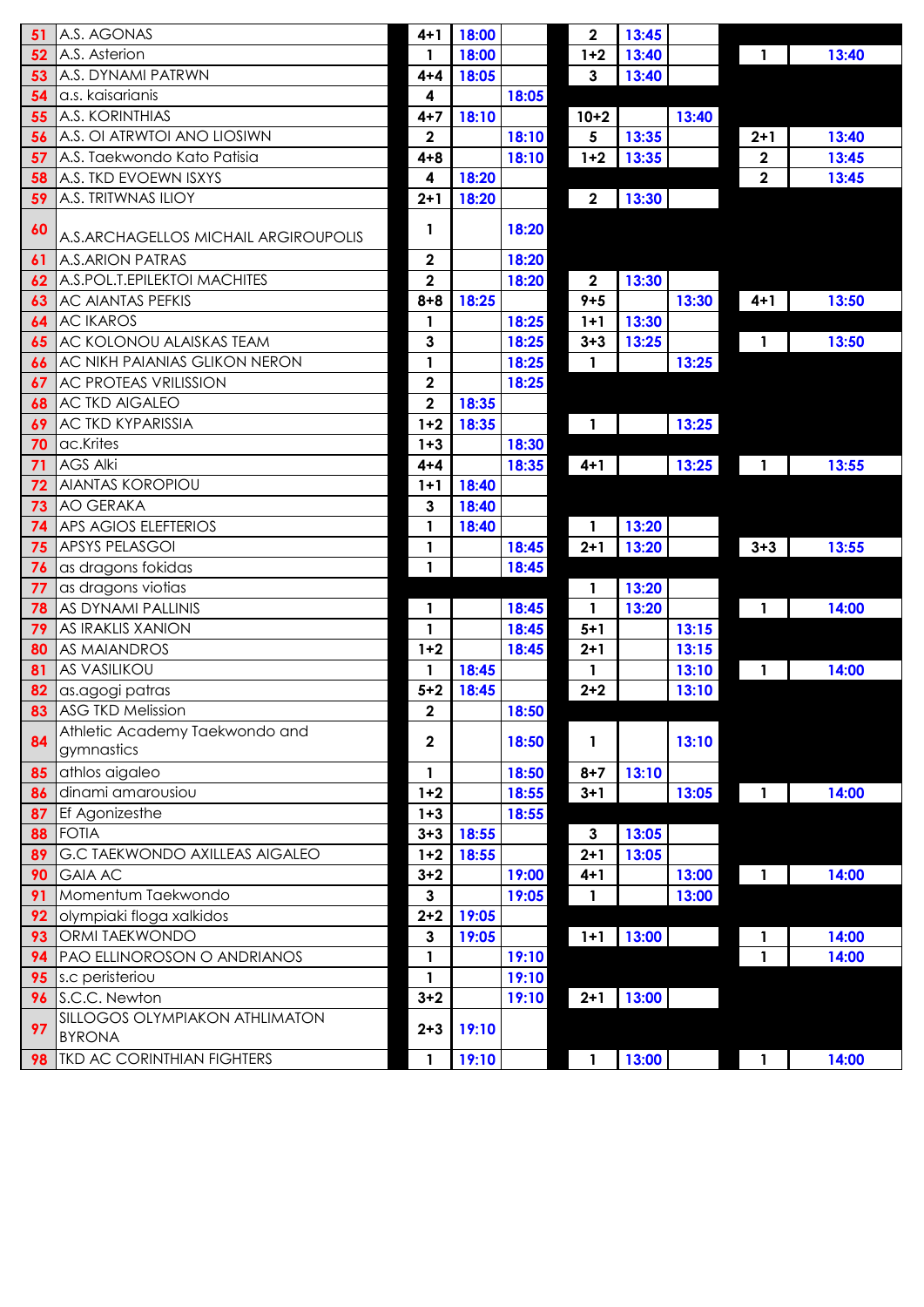| | | | | | | | | | |
|---|---|---|---|---|---|---|---|---|---|
| 51 | A.S. AGONAS | 4+1 | 18:00 | | 2 | 13:45 | | | |
| 52 | A.S. Asterion | 1 | 18:00 | | 1+2 | 13:40 | | 1 | 13:40 |
| 53 | A.S. DYNAMI PATRWN | 4+4 | 18:05 | | 3 | 13:40 | | | |
| 54 | a.s. kaisarianis | 4 | | 18:05 | | | | | |
| 55 | A.S. KORINTHIAS | 4+7 | 18:10 | | 10+2 | | 13:40 | | |
| 56 | A.S. OI ATRWTOI ANO LIOSIWN | 2 | | 18:10 | 5 | 13:35 | | 2+1 | 13:40 |
| 57 | A.S. Taekwondo Kato Patisia | 4+8 | | 18:10 | 1+2 | 13:35 | | 2 | 13:45 |
| 58 | A.S. TKD EVOEWN ISXYS | 4 | 18:20 | | | | | 2 | 13:45 |
| 59 | A.S. TRITWNAS ILIOY | 2+1 | 18:20 | | 2 | 13:30 | | | |
| 60 | A.S.ARCHAGELLOS MICHAIL ARGIROUPOLIS | 1 | | 18:20 | | | | | |
| 61 | A.S.ARION PATRAS | 2 | | 18:20 | | | | | |
| 62 | A.S.POL.T.EPILEKTOI MACHITES | 2 | | 18:20 | 2 | 13:30 | | | |
| 63 | AC AIANTAS PEFKIS | 8+8 | 18:25 | | 9+5 | | 13:30 | 4+1 | 13:50 |
| 64 | AC IKAROS | 1 | | 18:25 | 1+1 | 13:30 | | | |
| 65 | AC KOLONOU ALAISKAS TEAM | 3 | | 18:25 | 3+3 | 13:25 | | 1 | 13:50 |
| 66 | AC NIKH PAIANIAS GLIKON NERON | 1 | | 18:25 | 1 | | 13:25 | | |
| 67 | AC PROTEAS VRILISSION | 2 | | 18:25 | | | | | |
| 68 | AC TKD AIGALEO | 2 | 18:35 | | | | | | |
| 69 | AC TKD KYPARISSIA | 1+2 | 18:35 | | 1 | | 13:25 | | |
| 70 | ac.Krites | 1+3 | | 18:30 | | | | | |
| 71 | AGS Alki | 4+4 | | 18:35 | 4+1 | | 13:25 | 1 | 13:55 |
| 72 | AIANTAS KOROPIOU | 1+1 | 18:40 | | | | | | |
| 73 | AO GERAKA | 3 | 18:40 | | | | | | |
| 74 | APS AGIOS ELEFTERIOS | 1 | 18:40 | | 1 | 13:20 | | | |
| 75 | APSYS PELASGOI | 1 | | 18:45 | 2+1 | 13:20 | | 3+3 | 13:55 |
| 76 | as dragons fokidas | 1 | | 18:45 | | | | | |
| 77 | as dragons viotias | | | | 1 | 13:20 | | | |
| 78 | AS DYNAMI PALLINIS | 1 | | 18:45 | 1 | 13:20 | | 1 | 14:00 |
| 79 | AS IRAKLIS XANION | 1 | | 18:45 | 5+1 | | 13:15 | | |
| 80 | AS MAIANDROS | 1+2 | | 18:45 | 2+1 | | 13:15 | | |
| 81 | AS VASILIKOU | 1 | 18:45 | | 1 | | 13:10 | 1 | 14:00 |
| 82 | as.agogi patras | 5+2 | 18:45 | | 2+2 | | 13:10 | | |
| 83 | ASG TKD Melission | 2 | | 18:50 | | | | | |
| 84 | Athletic Academy Taekwondo and gymnastics | 2 | | 18:50 | 1 | | 13:10 | | |
| 85 | athlos aigaleo | 1 | | 18:50 | 8+7 | 13:10 | | | |
| 86 | dinami amarousiou | 1+2 | | 18:55 | 3+1 | | 13:05 | 1 | 14:00 |
| 87 | Ef Agonizesthe | 1+3 | | 18:55 | | | | | |
| 88 | FOTIA | 3+3 | 18:55 | | 3 | 13:05 | | | |
| 89 | G.C TAEKWONDO AXILLEAS AIGALEO | 1+2 | 18:55 | | 2+1 | 13:05 | | | |
| 90 | GAIA AC | 3+2 | | 19:00 | 4+1 | | 13:00 | 1 | 14:00 |
| 91 | Momentum Taekwondo | 3 | | 19:05 | 1 | | 13:00 | | |
| 92 | olympiaki floga xalkidos | 2+2 | 19:05 | | | | | | |
| 93 | ORMI TAEKWONDO | 3 | 19:05 | | 1+1 | 13:00 | | 1 | 14:00 |
| 94 | PAO ELLINOROSON O ANDRIANOS | 1 | | 19:10 | | | | 1 | 14:00 |
| 95 | s.c peristeriou | 1 | | 19:10 | | | | | |
| 96 | S.C.C. Newton | 3+2 | | 19:10 | 2+1 | 13:00 | | | |
| 97 | SILLOGOS OLYMPIAKON ATHLIMATON BYRONA | 2+3 | 19:10 | | | | | | |
| 98 | TKD AC CORINTHIAN FIGHTERS | 1 | 19:10 | | 1 | 13:00 | | 1 | 14:00 |